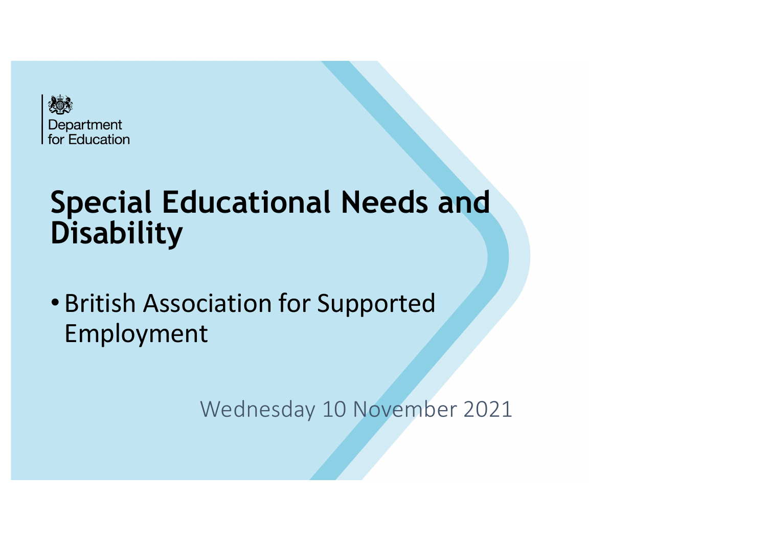Department for Education

# Special Educational Needs and Disability

- British Association for Supported Employment

Wednesday 10 November 2021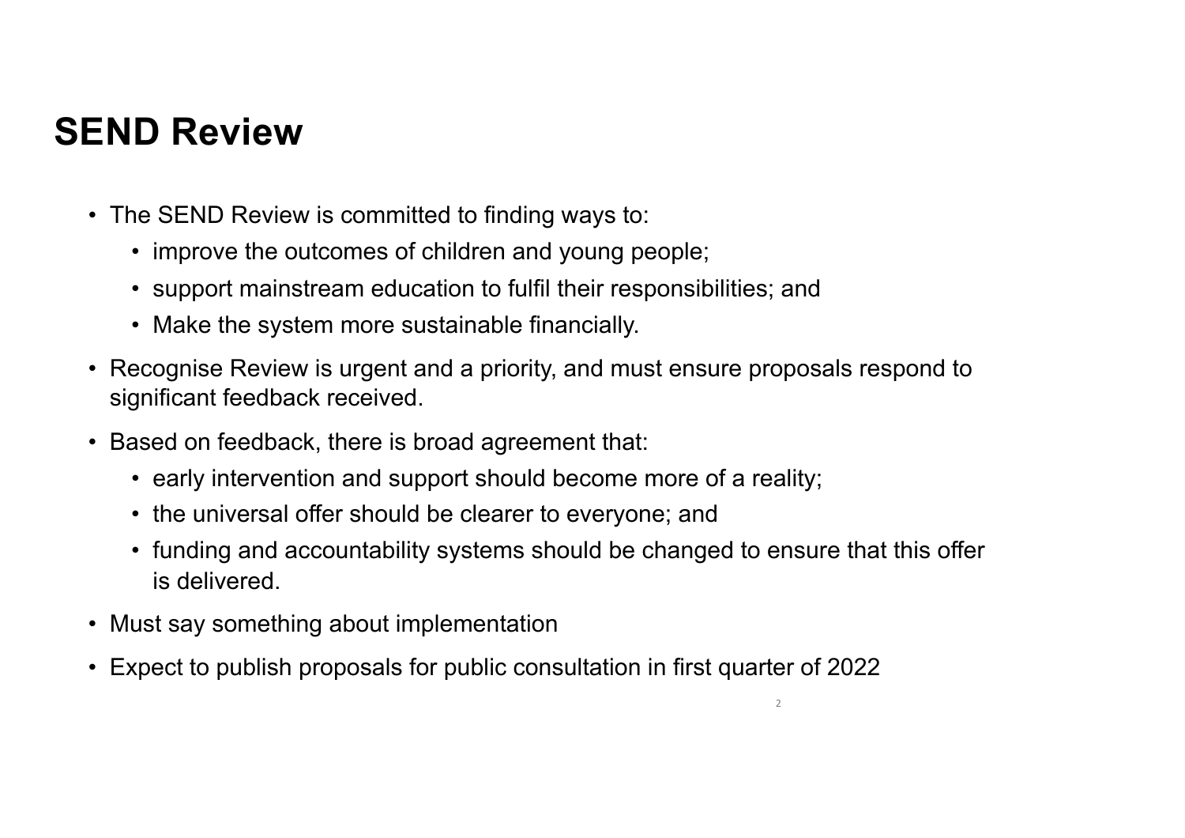# SEND Review

- The SEND Review is committed to finding ways to:
  - improve the outcomes of children and young people;
  - support mainstream education to fulfil their responsibilities; and
  - Make the system more sustainable financially.
- Recognise Review is urgent and a priority, and must ensure proposals respond to significant feedback received.
- Based on feedback, there is broad agreement that:
  - early intervention and support should become more of a reality;
  - the universal offer should be clearer to everyone; and
  - funding and accountability systems should be changed to ensure that this offer is delivered.
- Must say something about implementation
- Expect to publish proposals for public consultation in first quarter of 2022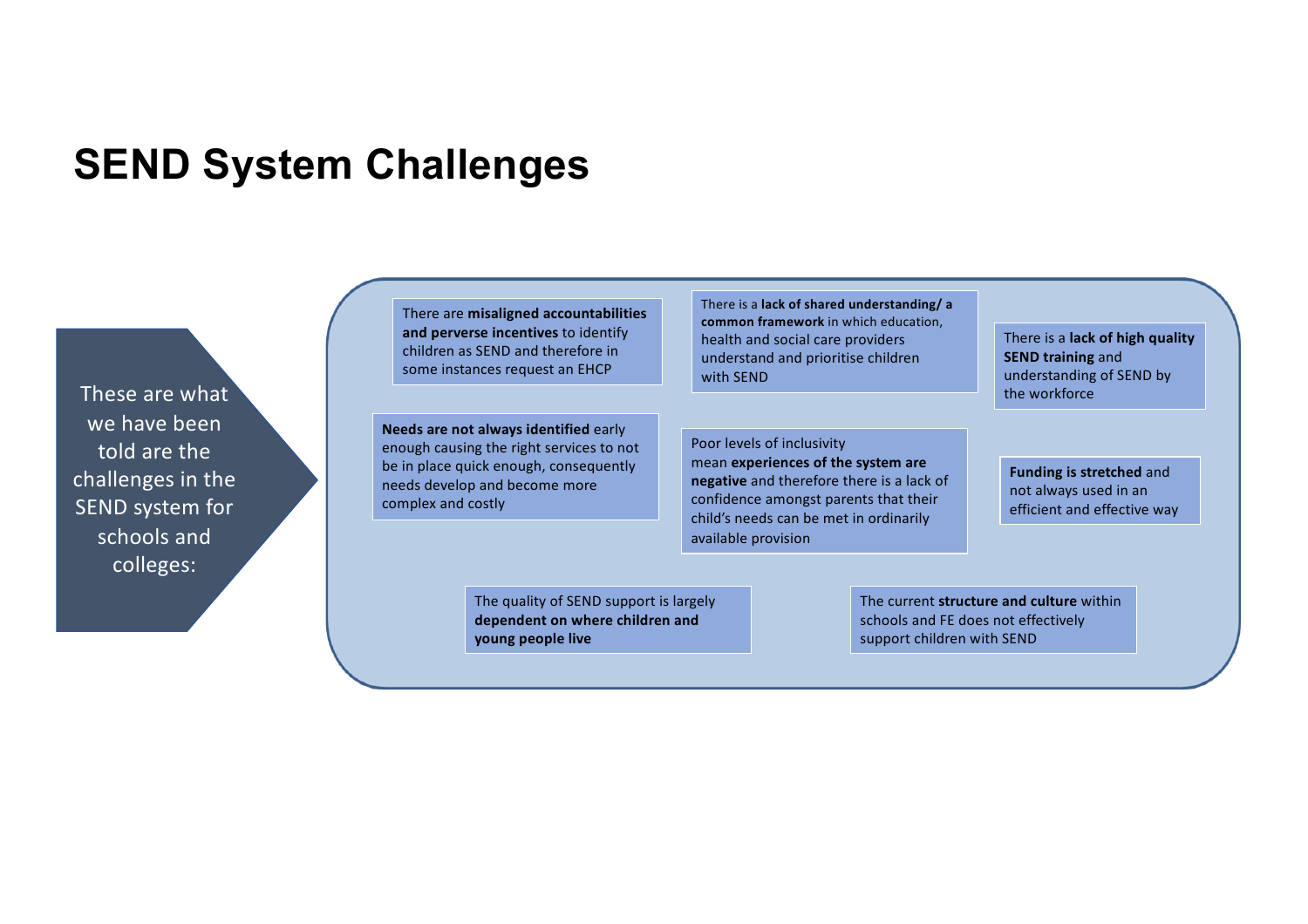# SEND System Challenges

These are what we have been told are the challenges in the SEND system for schools and colleges:

- There are **misaligned accountabilities and perverse incentives** to identify children as SEND and therefore in some instances request an EHCP
- There is a **lack of shared understanding/ a common framework** in which education, health and social care providers understand and prioritise children with SEND
- There is a **lack of high quality SEND training** and understanding of SEND by the workforce
- **Needs are not always identified** early enough causing the right services to not be in place quick enough, consequently needs develop and become more complex and costly
- Poor levels of inclusivity mean **experiences of the system are negative** and therefore there is a lack of confidence amongst parents that their child's needs can be met in ordinarily available provision
- **Funding is stretched** and not always used in an efficient and effective way
- The quality of SEND support is largely **dependent on where children and young people live**
- The current **structure and culture** within schools and FE does not effectively support children with SEND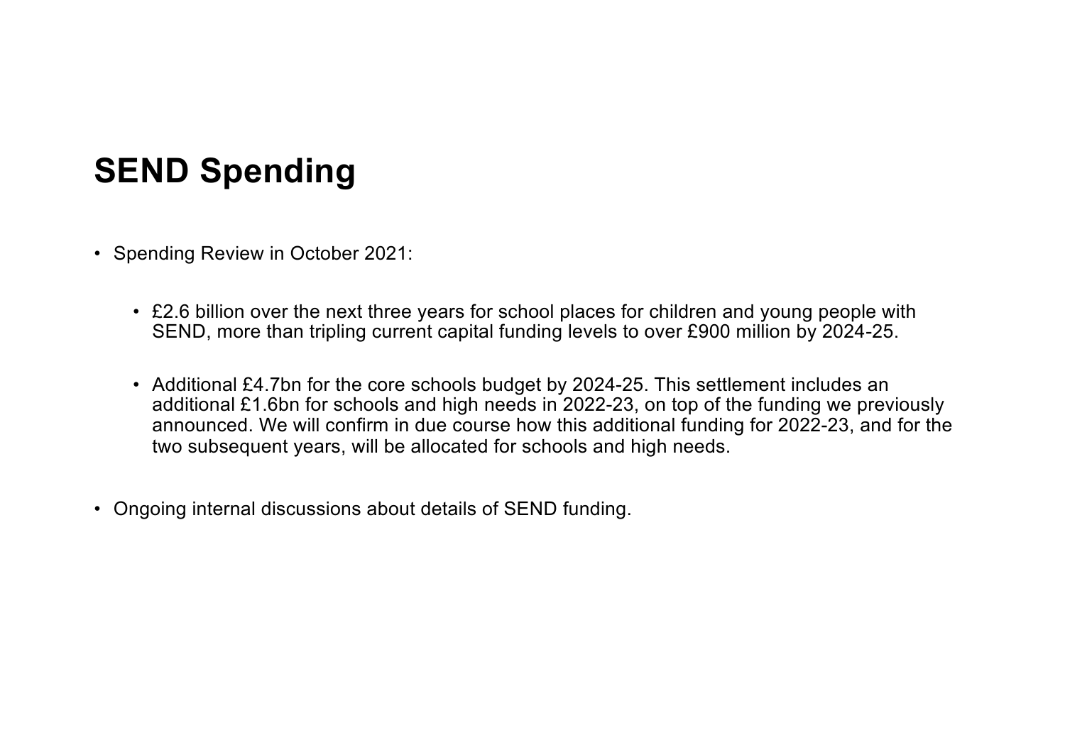# SEND Spending

- Spending Review in October 2021:

  - £2.6 billion over the next three years for school places for children and young people with SEND, more than tripling current capital funding levels to over £900 million by 2024-25.

  - Additional £4.7bn for the core schools budget by 2024-25. This settlement includes an additional £1.6bn for schools and high needs in 2022-23, on top of the funding we previously announced. We will confirm in due course how this additional funding for 2022-23, and for the two subsequent years, will be allocated for schools and high needs.

- Ongoing internal discussions about details of SEND funding.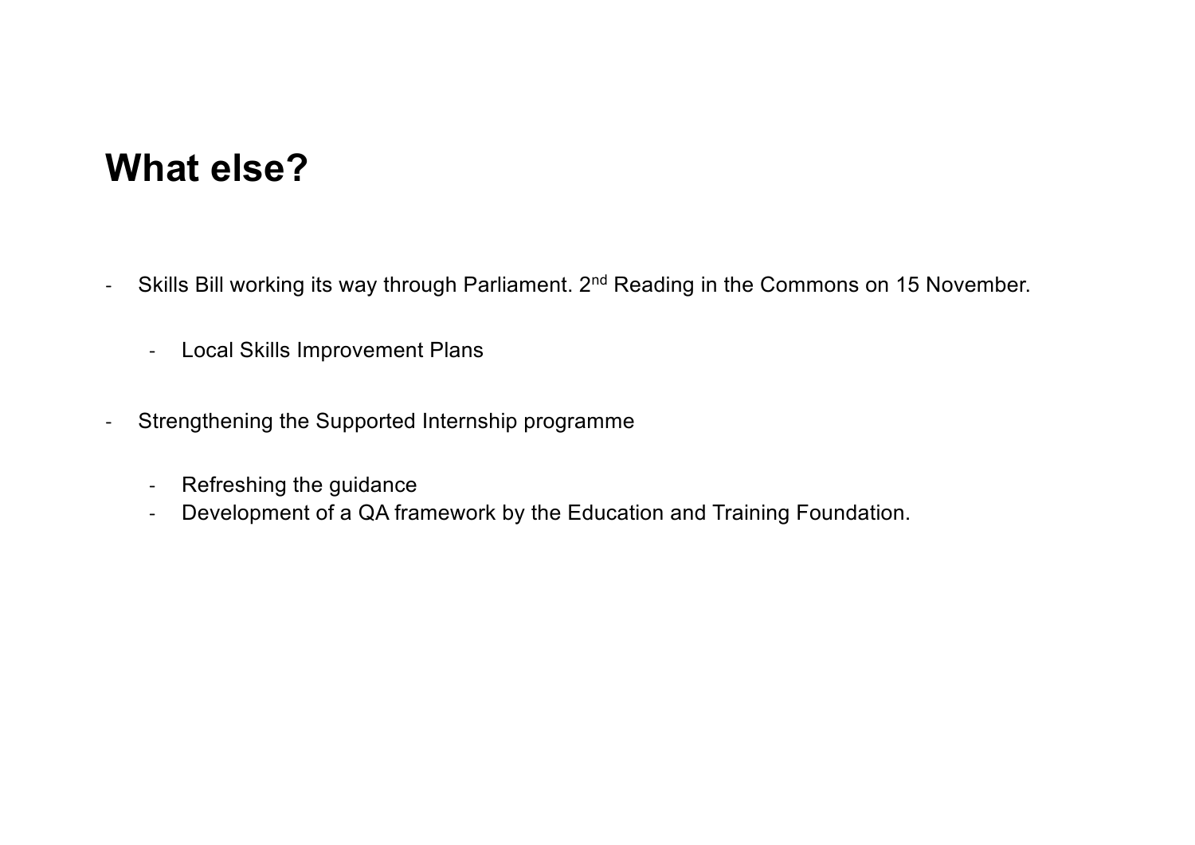# What else?

- Skills Bill working its way through Parliament. 2nd Reading in the Commons on 15 November.
    - Local Skills Improvement Plans
- Strengthening the Supported Internship programme
    - Refreshing the guidance
    - Development of a QA framework by the Education and Training Foundation.